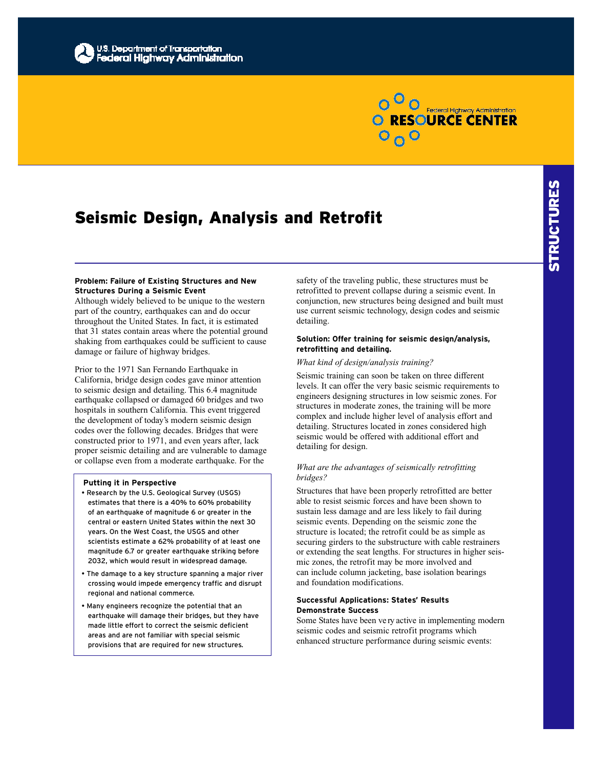U.S. Department of Transportation
Federal Highway Administration

Federal Highway Administration RESOURCE CENTER

STRUCTURES

# Seismic Design, Analysis and Retrofit

**Problem: Failure of Existing Structures and New Structures During a Seismic Event**

Although widely believed to be unique to the western part of the country, earthquakes can and do occur throughout the United States. In fact, it is estimated that 31 states contain areas where the potential ground shaking from earthquakes could be sufficient to cause damage or failure of highway bridges.

Prior to the 1971 San Fernando Earthquake in California, bridge design codes gave minor attention to seismic design and detailing. This 6.4 magnitude earthquake collapsed or damaged 60 bridges and two hospitals in southern California. This event triggered the development of today's modern seismic design codes over the following decades. Bridges that were constructed prior to 1971, and even years after, lack proper seismic detailing and are vulnerable to damage or collapse even from a moderate earthquake. For the safety of the traveling public, these structures must be retrofitted to prevent collapse during a seismic event. In conjunction, new structures being designed and built must use current seismic technology, design codes and seismic detailing.

**Putting it in Perspective**

- Research by the U.S. Geological Survey (USGS) estimates that there is a 40% to 60% probability of an earthquake of magnitude 6 or greater in the central or eastern United States within the next 30 years. On the West Coast, the USGS and other scientists estimate a 62% probability of at least one magnitude 6.7 or greater earthquake striking before 2032, which would result in widespread damage.
- The damage to a key structure spanning a major river crossing would impede emergency traffic and disrupt regional and national commerce.
- Many engineers recognize the potential that an earthquake will damage their bridges, but they have made little effort to correct the seismic deficient areas and are not familiar with special seismic provisions that are required for new structures.

**Solution: Offer training for seismic design/analysis, retrofitting and detailing.**

*What kind of design/analysis training?*

Seismic training can soon be taken on three different levels. It can offer the very basic seismic requirements to engineers designing structures in low seismic zones. For structures in moderate zones, the training will be more complex and include higher level of analysis effort and detailing. Structures located in zones considered high seismic would be offered with additional effort and detailing for design.

*What are the advantages of seismically retrofitting bridges?*

Structures that have been properly retrofitted are better able to resist seismic forces and have been shown to sustain less damage and are less likely to fail during seismic events. Depending on the seismic zone the structure is located; the retrofit could be as simple as securing girders to the substructure with cable restrainers or extending the seat lengths. For structures in higher seismic zones, the retrofit may be more involved and can include column jacketing, base isolation bearings and foundation modifications.

**Successful Applications: States' Results Demonstrate Success**

Some States have been very active in implementing modern seismic codes and seismic retrofit programs which enhanced structure performance during seismic events: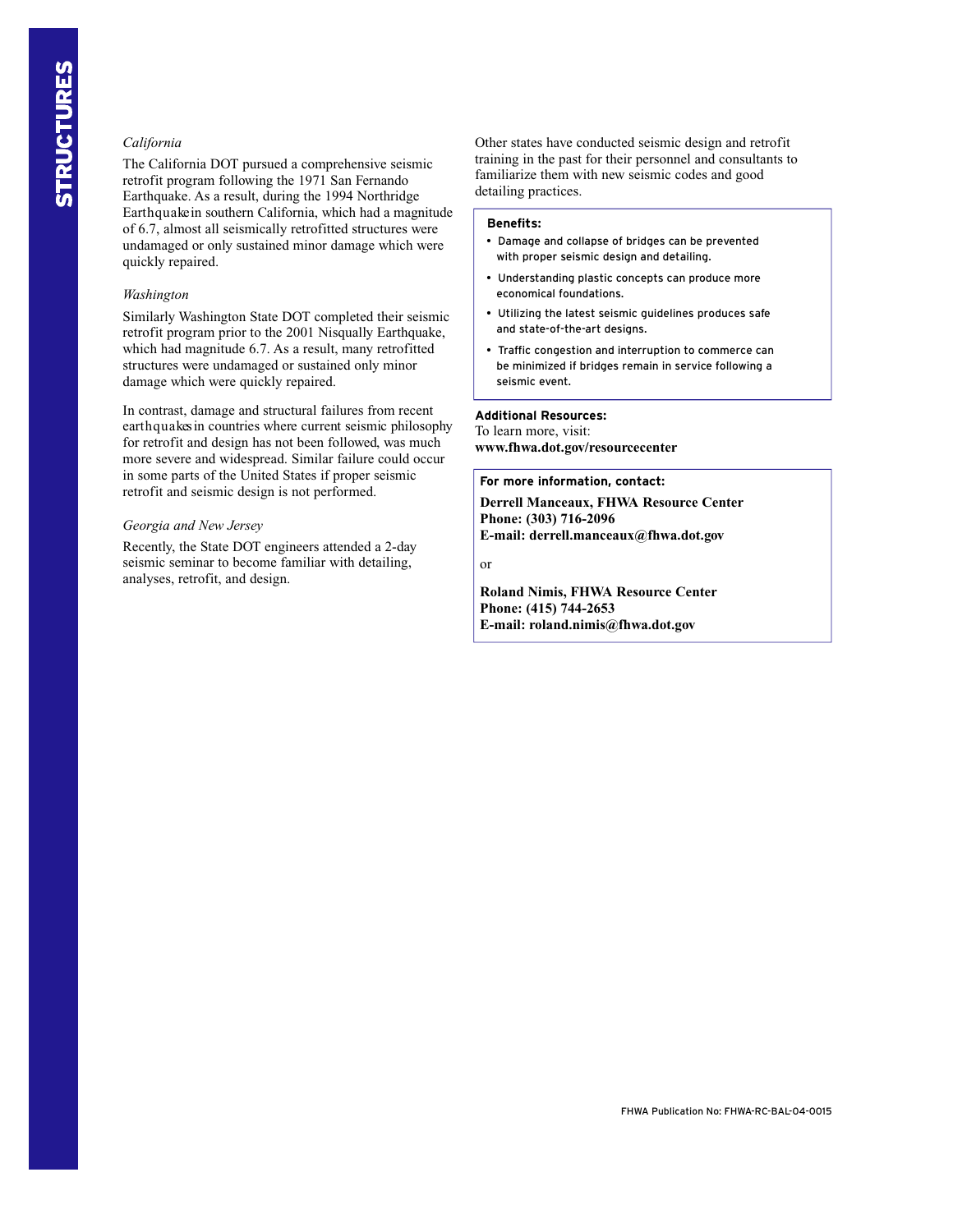*California*

The California DOT pursued a comprehensive seismic retrofit program following the 1971 San Fernando Earthquake. As a result, during the 1994 Northridge Earthquake in southern California, which had a magnitude of 6.7, almost all seismically retrofitted structures were undamaged or only sustained minor damage which were quickly repaired.

*Washington*

Similarly Washington State DOT completed their seismic retrofit program prior to the 2001 Nisqually Earthquake, which had magnitude 6.7. As a result, many retrofitted structures were undamaged or sustained only minor damage which were quickly repaired.

In contrast, damage and structural failures from recent earthquakes in countries where current seismic philosophy for retrofit and design has not been followed, was much more severe and widespread. Similar failure could occur in some parts of the United States if proper seismic retrofit and seismic design is not performed.

*Georgia and New Jersey*

Recently, the State DOT engineers attended a 2-day seismic seminar to become familiar with detailing, analyses, retrofit, and design.

Other states have conducted seismic design and retrofit training in the past for their personnel and consultants to familiarize them with new seismic codes and good detailing practices.

**Benefits:**

- Damage and collapse of bridges can be prevented with proper seismic design and detailing.
- Understanding plastic concepts can produce more economical foundations.
- Utilizing the latest seismic guidelines produces safe and state-of-the-art designs.
- Traffic congestion and interruption to commerce can be minimized if bridges remain in service following a seismic event.

**Additional Resources:**

To learn more, visit:
**www.fhwa.dot.gov/resourcecenter**

**For more information, contact:**

**Derrell Manceaux, FHWA Resource Center**
**Phone: (303) 716-2096**
**E-mail: derrell.manceaux@fhwa.dot.gov**

or

**Roland Nimis, FHWA Resource Center**
**Phone: (415) 744-2653**
**E-mail: roland.nimis@fhwa.dot.gov**

FHWA Publication No: FHWA-RC-BAL-04-0015